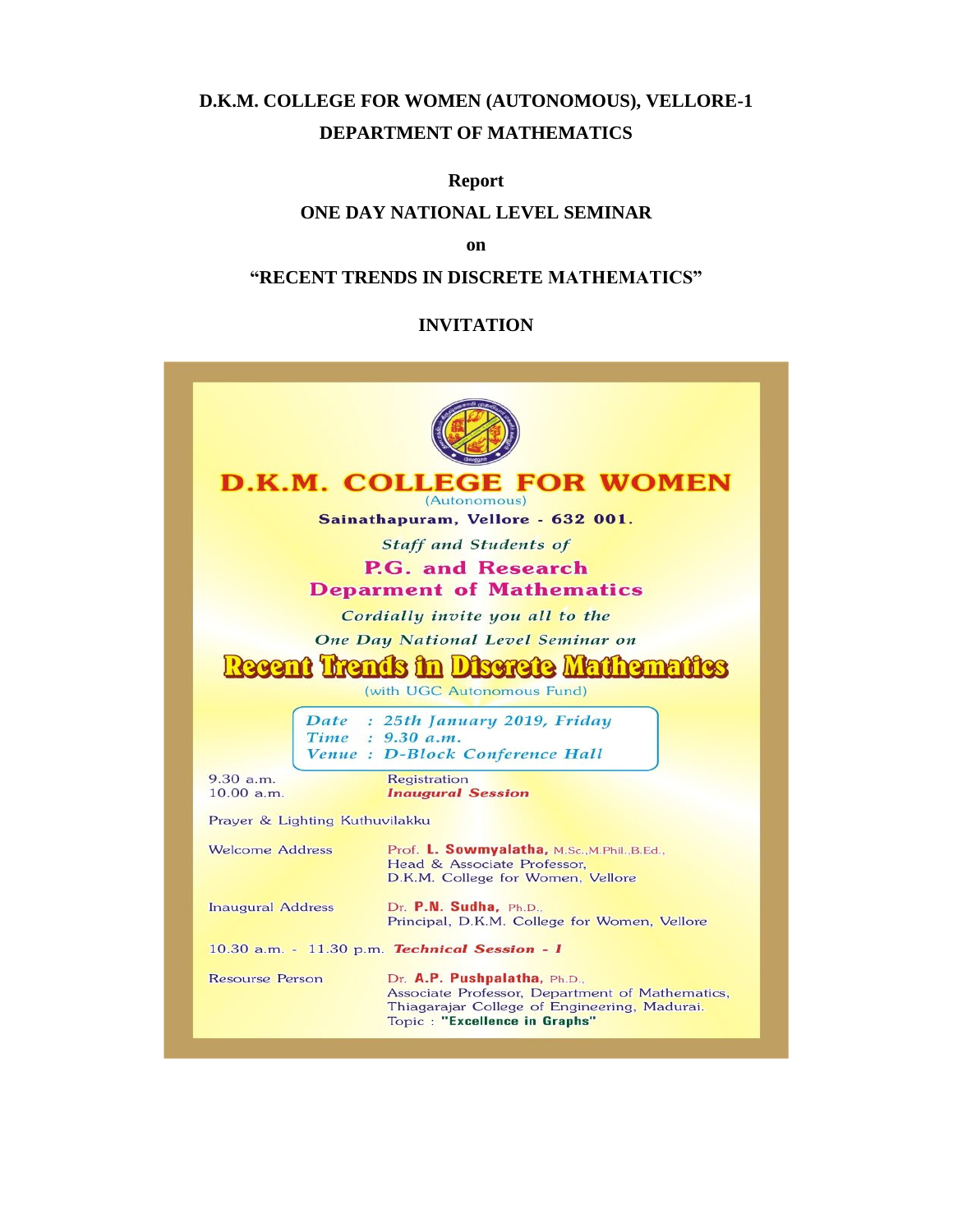# D.K.M. COLLEGE FOR WOMEN (AUTONOMOUS), VELLORE-1

## DEPARTMENT OF MATHEMATICS

**Report**

**ONE DAY NATIONAL LEVEL SEMINAR**

**on**

**"RECENT TRENDS IN DISCRETE MATHEMATICS"**

**INVITATION**

**D.K.M. COLLEGE FOR WOMEN**
(Autonomous)
**Sainathapuram, Vellore - 632 001.**

*Staff and Students of*
**P.G. and Research**
**Deparment of Mathematics**
*Cordially invite you all to the*
*One Day National Level Seminar on*

**Recent Trends in Discrete Mathematics**
(with UGC Autonomous Fund)

*Date : 25th January 2019, Friday*
*Time : 9.30 a.m.*
*Venue : D-Block Conference Hall*

9.30 a.m. — Registration
10.00 a.m. — ***Inaugural Session***

Prayer & Lighting Kuthuvilakku

Welcome Address — Prof. **L. Sowmyalatha,** M.Sc.,M.Phil.,B.Ed., Head & Associate Professor, D.K.M. College for Women, Vellore

Inaugural Address — Dr. **P.N. Sudha,** Ph.D., Principal, D.K.M. College for Women, Vellore

10.30 a.m. - 11.30 p.m. ***Technical Session - I***

Resourse Person — Dr. **A.P. Pushpalatha,** Ph.D., Associate Professor, Department of Mathematics, Thiagarajar College of Engineering, Madurai. Topic : **"Excellence in Graphs"**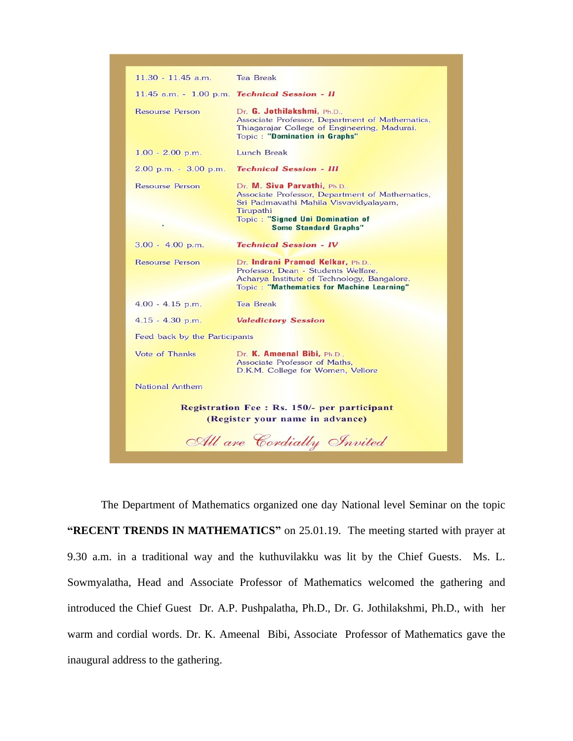| | |
|---|---|
| 11.30 - 11.45 a.m. | Tea Break |
| 11.45 a.m. - 1.00 p.m. | ***Technical Session - II*** |
| Resourse Person | Dr. **G. Jothilakshmi**, Ph.D., Associate Professor, Department of Mathematics, Thiagarajar College of Engineering, Madurai. Topic : **"Domination in Graphs"** |
| 1.00 - 2.00 p.m. | Lunch Break |
| 2.00 p.m. - 3.00 p.m. | ***Technical Session - III*** |
| Resourse Person | Dr. **M. Siva Parvathi**, Ph.D., Associate Professor, Department of Mathematics, Sri Padmavathi Mahila Visvavidyalayam, Tirupathi Topic : **"Signed Uni Domination of Some Standard Graphs"** |
| 3.00 - 4.00 p.m. | ***Technical Session - IV*** |
| Resourse Person | Dr. **Indrani Pramod Kelkar**, Ph.D., Professor, Dean - Students Welfare, Acharya Institute of Technology, Bangalore. Topic : **"Mathematics for Machine Learning"** |
| 4.00 - 4.15 p.m. | Tea Break |
| 4.15 - 4.30 p.m. | ***Valedictory Session*** |
| Feed back by the Participants | |
| Vote of Thanks | Dr. **K. Ameenal Bibi**, Ph.D., Associate Professor of Maths, D.K.M. College for Women, Vellore |
| National Anthem | |

**Registration Fee : Rs. 150/- per participant**
**(Register your name in advance)**

*All are Cordially Invited*

The Department of Mathematics organized one day National level Seminar on the topic **"RECENT TRENDS IN MATHEMATICS"** on 25.01.19. The meeting started with prayer at 9.30 a.m. in a traditional way and the kuthuvilakku was lit by the Chief Guests. Ms. L. Sowmyalatha, Head and Associate Professor of Mathematics welcomed the gathering and introduced the Chief Guest Dr. A.P. Pushpalatha, Ph.D., Dr. G. Jothilakshmi, Ph.D., with her warm and cordial words. Dr. K. Ameenal Bibi, Associate Professor of Mathematics gave the inaugural address to the gathering.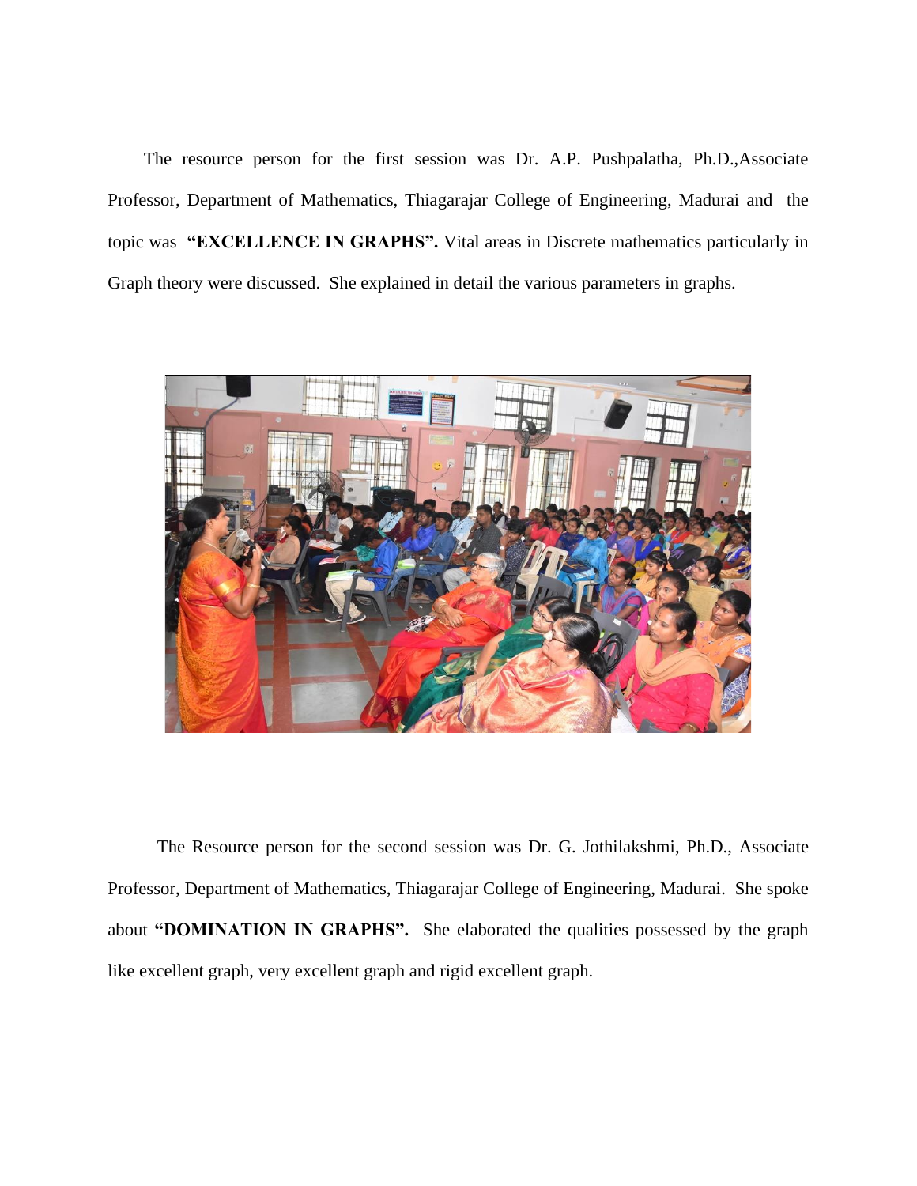The resource person for the first session was Dr. A.P. Pushpalatha, Ph.D.,Associate Professor, Department of Mathematics, Thiagarajar College of Engineering, Madurai and the topic was **"EXCELLENCE IN GRAPHS".** Vital areas in Discrete mathematics particularly in Graph theory were discussed. She explained in detail the various parameters in graphs.

The Resource person for the second session was Dr. G. Jothilakshmi, Ph.D., Associate Professor, Department of Mathematics, Thiagarajar College of Engineering, Madurai. She spoke about **"DOMINATION IN GRAPHS".** She elaborated the qualities possessed by the graph like excellent graph, very excellent graph and rigid excellent graph.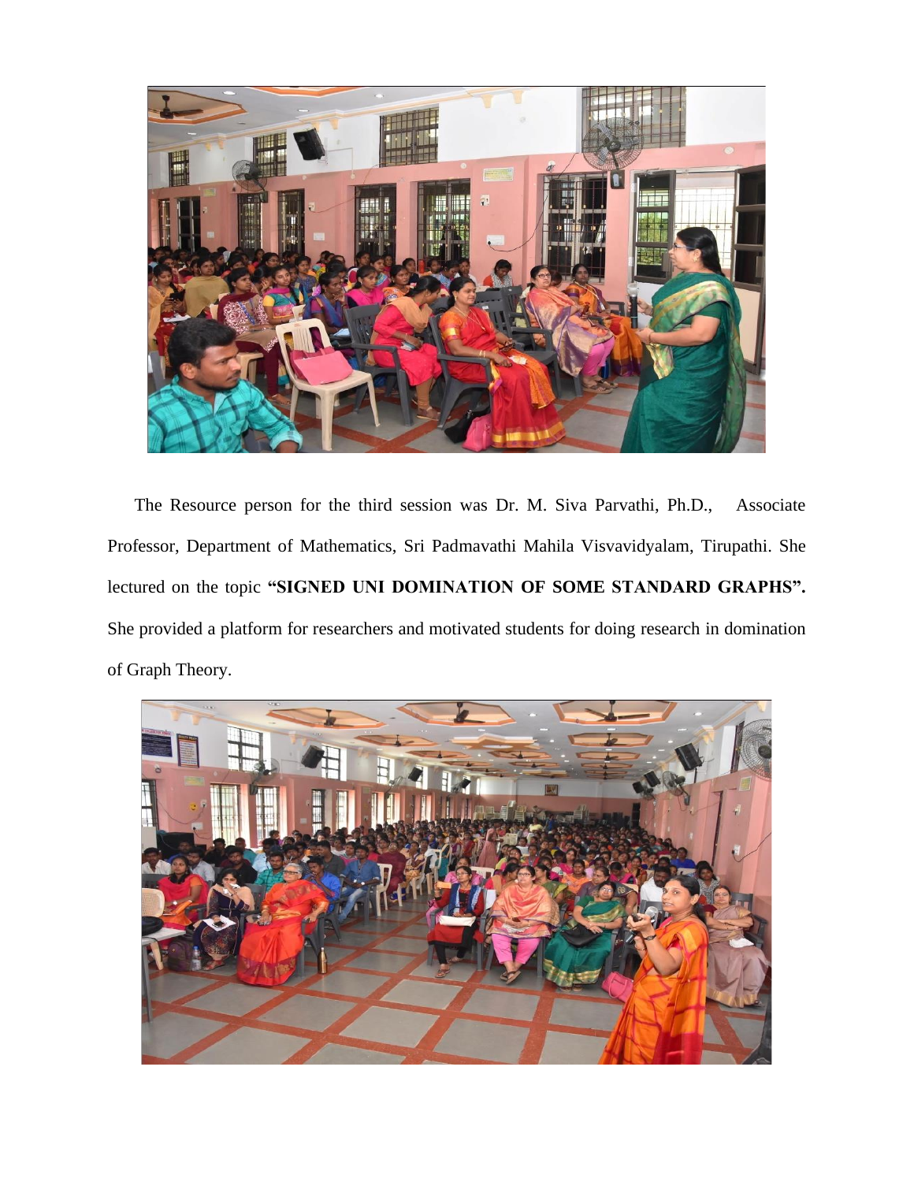The Resource person for the third session was Dr. M. Siva Parvathi, Ph.D., Associate Professor, Department of Mathematics, Sri Padmavathi Mahila Visvavidyalam, Tirupathi. She lectured on the topic **"SIGNED UNI DOMINATION OF SOME STANDARD GRAPHS".** She provided a platform for researchers and motivated students for doing research in domination of Graph Theory.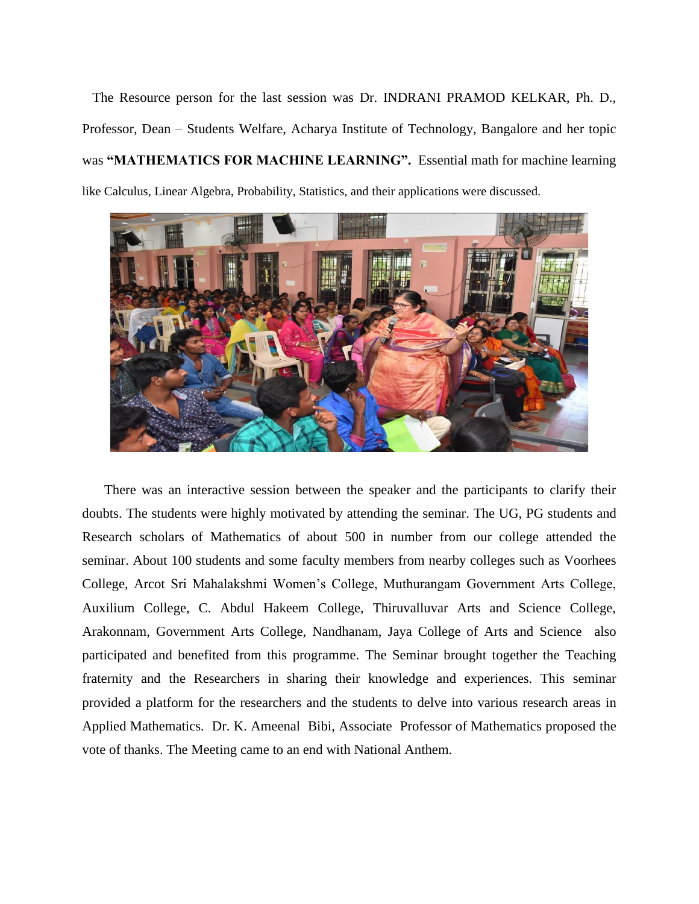The Resource person for the last session was Dr. INDRANI PRAMOD KELKAR, Ph. D., Professor, Dean – Students Welfare, Acharya Institute of Technology, Bangalore and her topic was **"MATHEMATICS FOR MACHINE LEARNING".** Essential math for machine learning like Calculus, Linear Algebra, Probability, Statistics, and their applications were discussed.

There was an interactive session between the speaker and the participants to clarify their doubts. The students were highly motivated by attending the seminar. The UG, PG students and Research scholars of Mathematics of about 500 in number from our college attended the seminar. About 100 students and some faculty members from nearby colleges such as Voorhees College, Arcot Sri Mahalakshmi Women's College, Muthurangam Government Arts College, Auxilium College, C. Abdul Hakeem College, Thiruvalluvar Arts and Science College, Arakonnam, Government Arts College, Nandhanam, Jaya College of Arts and Science also participated and benefited from this programme. The Seminar brought together the Teaching fraternity and the Researchers in sharing their knowledge and experiences. This seminar provided a platform for the researchers and the students to delve into various research areas in Applied Mathematics. Dr. K. Ameenal Bibi, Associate Professor of Mathematics proposed the vote of thanks. The Meeting came to an end with National Anthem.